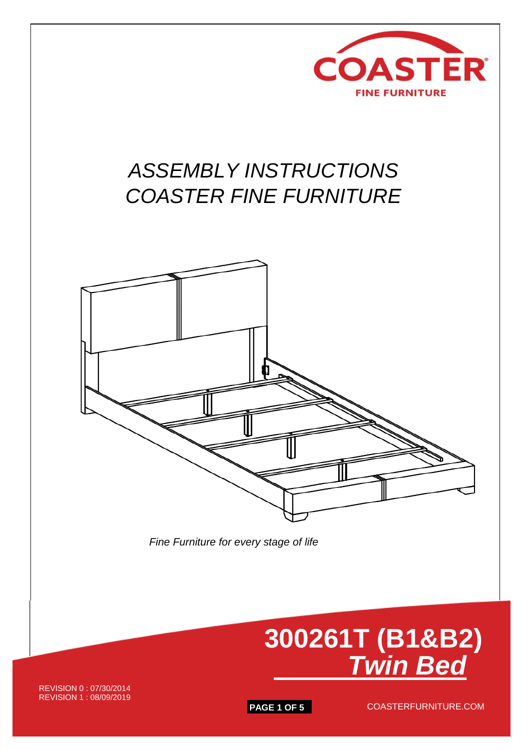COASTER

FINE FURNITURE

# ASSEMBLY INSTRUCTIONS
# COASTER FINE FURNITURE

*Fine Furniture for every stage of life*

## 300261T (B1&B2)
## ***Twin Bed***

REVISION 0 : 07/30/2014
REVISION 1 : 08/09/2019

COASTERFURNITURE.COM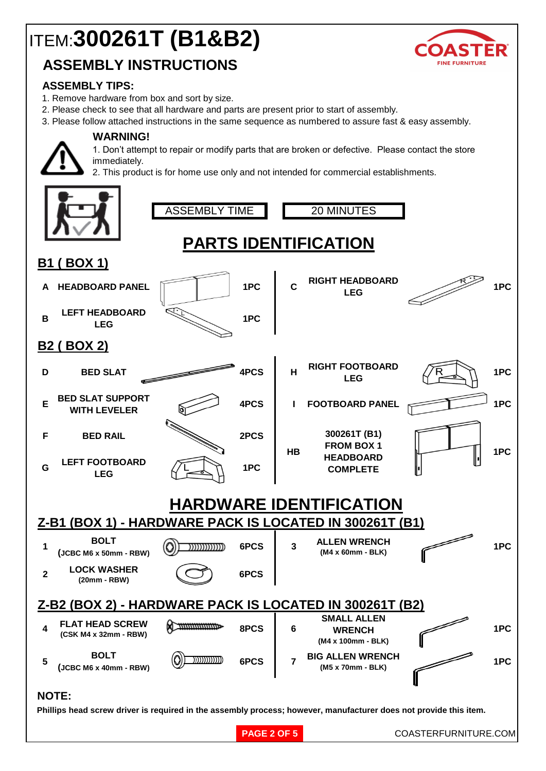# ITEM:**300261T (B1&B2)**

COASTER FINE FURNITURE

## ASSEMBLY INSTRUCTIONS

### ASSEMBLY TIPS:

1. Remove hardware from box and sort by size.
2. Please check to see that all hardware and parts are present prior to start of assembly.
3. Please follow attached instructions in the same sequence as numbered to assure fast & easy assembly.

**WARNING!**

1. Don't attempt to repair or modify parts that are broken or defective. Please contact the store immediately.
2. This product is for home use only and not intended for commercial establishments.

| ASSEMBLY TIME | 20 MINUTES |
|---|---|

## PARTS IDENTIFICATION

### B1 ( BOX 1)

| | Part | Qty | | Part | Qty |
|---|---|---|---|---|---|
| A | HEADBOARD PANEL | 1PC | C | RIGHT HEADBOARD LEG | 1PC |
| B | LEFT HEADBOARD LEG | 1PC | | | |

### B2 ( BOX 2)

| | Part | Qty | | Part | Qty |
|---|---|---|---|---|---|
| D | BED SLAT | 4PCS | H | RIGHT FOOTBOARD LEG | 1PC |
| E | BED SLAT SUPPORT WITH LEVELER | 4PCS | I | FOOTBOARD PANEL | 1PC |
| F | BED RAIL | 2PCS | HB | 300261T (B1) FROM BOX 1 HEADBOARD COMPLETE | 1PC |
| G | LEFT FOOTBOARD LEG | 1PC | | | |

## HARDWARE IDENTIFICATION

### Z-B1 (BOX 1) - HARDWARE PACK IS LOCATED IN 300261T (B1)

| | Hardware | Qty | | Hardware | Qty |
|---|---|---|---|---|---|
| 1 | BOLT (JCBC M6 x 50mm - RBW) | 6PCS | 3 | ALLEN WRENCH (M4 x 60mm - BLK) | 1PC |
| 2 | LOCK WASHER (20mm - RBW) | 6PCS | | | |

### Z-B2 (BOX 2) - HARDWARE PACK IS LOCATED IN 300261T (B2)

| | Hardware | Qty | | Hardware | Qty |
|---|---|---|---|---|---|
| 4 | FLAT HEAD SCREW (CSK M4 x 32mm - RBW) | 8PCS | 6 | SMALL ALLEN WRENCH (M4 x 100mm - BLK) | 1PC |
| 5 | BOLT (JCBC M6 x 40mm - RBW) | 6PCS | 7 | BIG ALLEN WRENCH (M5 x 70mm - BLK) | 1PC |

**NOTE:**

**Phillips head screw driver is required in the assembly process; however, manufacturer does not provide this item.**

COASTERFURNITURE.COM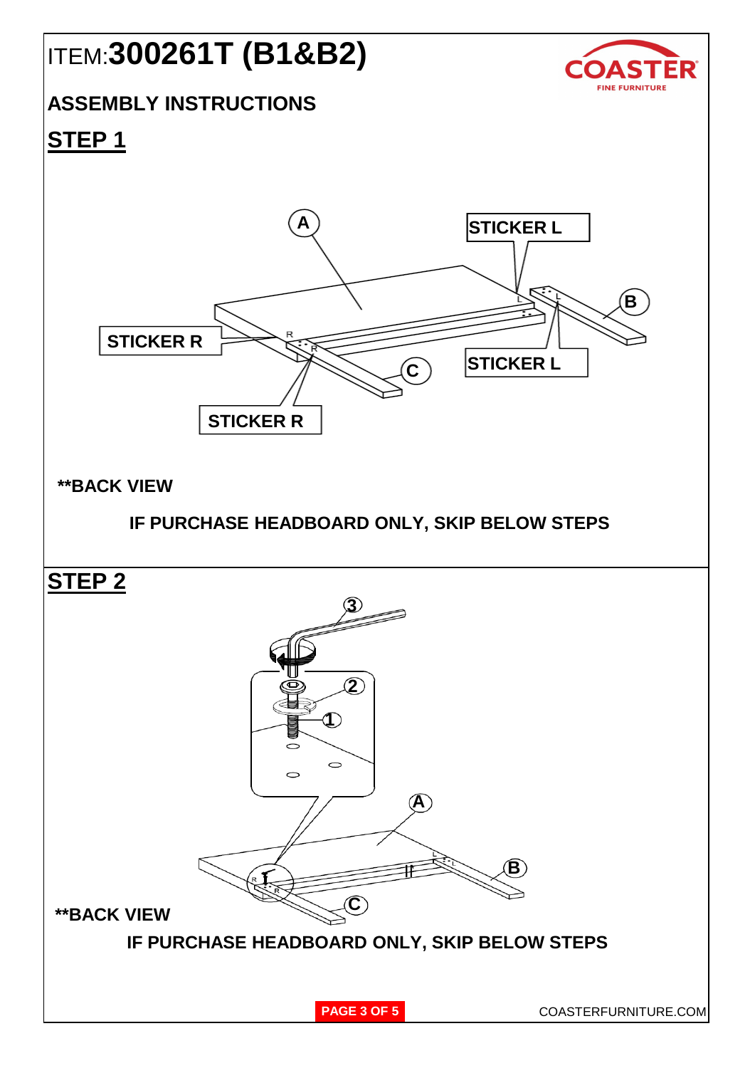ITEM:**300261T (B1&B2)**

COASTER FINE FURNITURE

## ASSEMBLY INSTRUCTIONS

## STEP 1

A

STICKER L

STICKER R

B

C

STICKER L

STICKER R

**\*\*BACK VIEW**

**IF PURCHASE HEADBOARD ONLY, SKIP BELOW STEPS**

## STEP 2

3

2

1

A

B

C

**\*\*BACK VIEW**

**IF PURCHASE HEADBOARD ONLY, SKIP BELOW STEPS**

COASTERFURNITURE.COM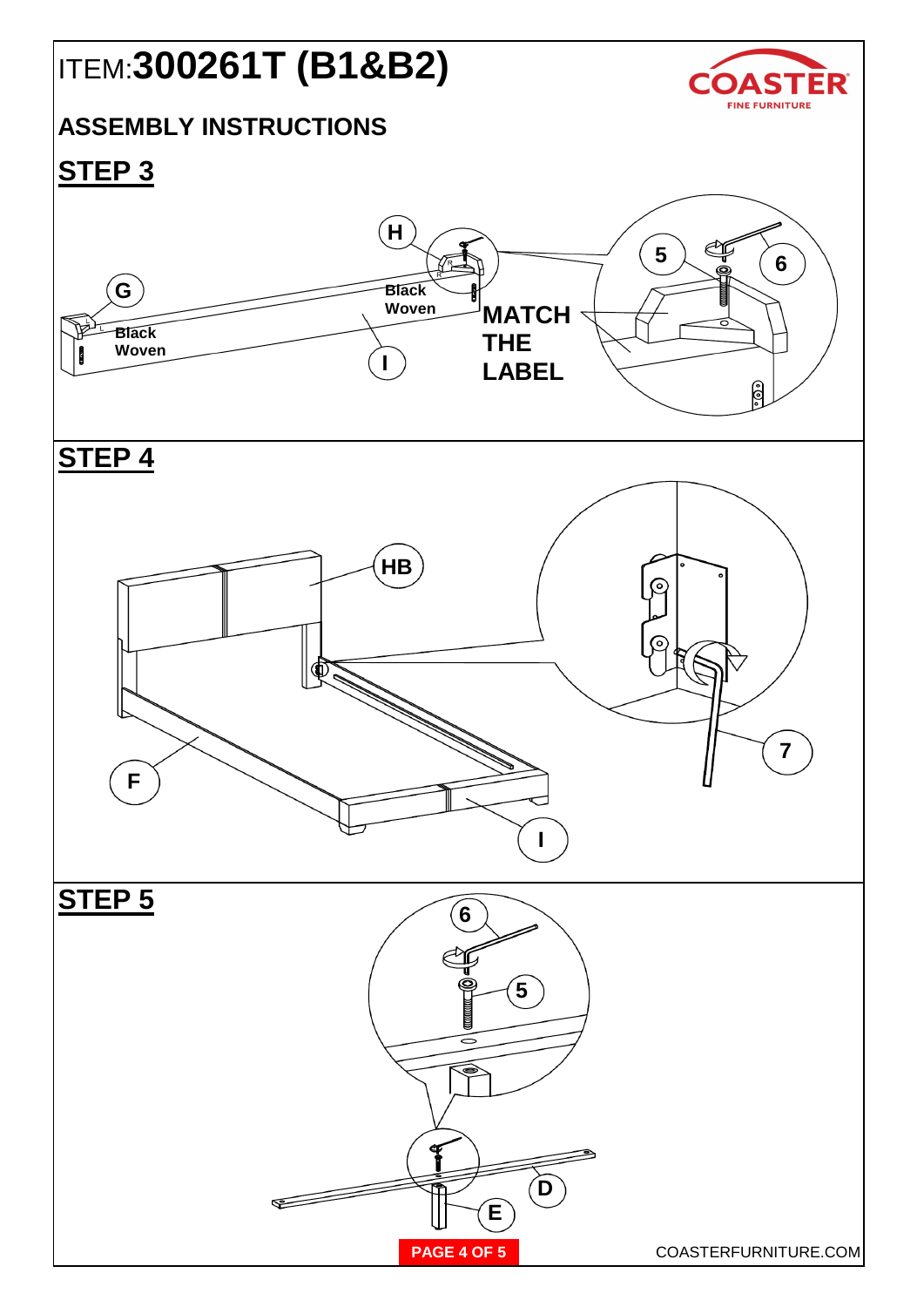# ITEM:**300261T (B1&B2)**

COASTER FINE FURNITURE

## ASSEMBLY INSTRUCTIONS

## STEP 3

H

G

Black Woven

Black Woven

I

5

6

MATCH THE LABEL

## STEP 4

HB

F

I

7

## STEP 5

6

5

D

E

COASTERFURNITURE.COM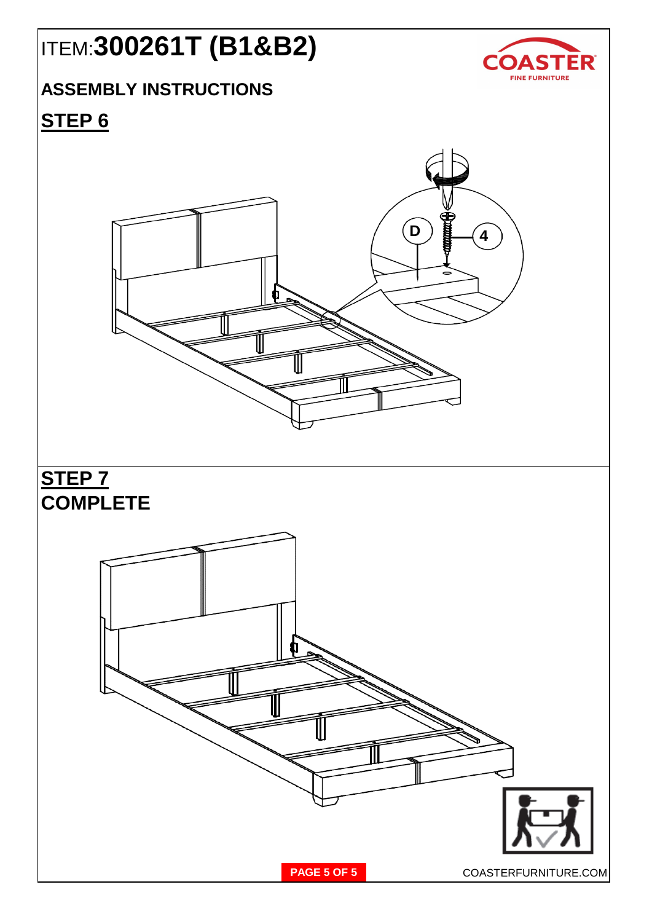# ITEM:**300261T (B1&B2)**

COASTER

FINE FURNITURE

## ASSEMBLY INSTRUCTIONS

## STEP 6

D

4

## STEP 7
## COMPLETE

COASTERFURNITURE.COM